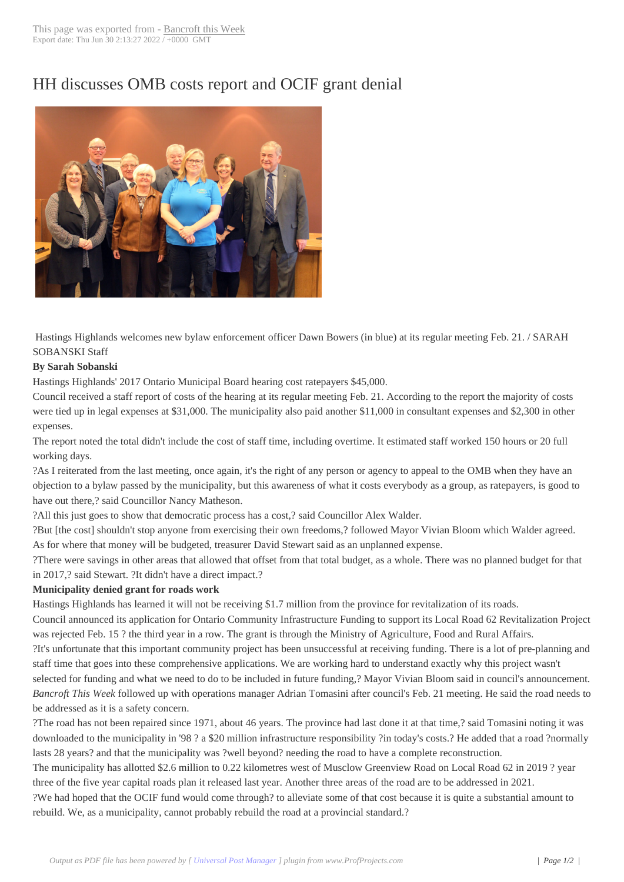# HH discusses OMB costs report and OCIF grant denial

Hastings Highlands welcomes new bylaw enforcement officer Dawn Bowers (in blue) at its regular meeting Feb. 21. / SARAH SOBANSKI Staff

**By Sarah Sobanski**

Hastings Highlands' 2017 Ontario Municipal Board hearing cost ratepayers $45,000.

Council received a staff report of costs of the hearing at its regular meeting Feb. 21. According to the report the majority of costs were tied up in legal expenses at $31,000. The municipality also paid another $11,000 in consultant expenses and $2,300 in other expenses.

The report noted the total didn't include the cost of staff time, including overtime. It estimated staff worked 150 hours or 20 full working days.

?As I reiterated from the last meeting, once again, it's the right of any person or agency to appeal to the OMB when they have an objection to a bylaw passed by the municipality, but this awareness of what it costs everybody as a group, as ratepayers, is good to have out there,? said Councillor Nancy Matheson.

?All this just goes to show that democratic process has a cost,? said Councillor Alex Walder.

?But [the cost] shouldn't stop anyone from exercising their own freedoms,? followed Mayor Vivian Bloom which Walder agreed.

As for where that money will be budgeted, treasurer David Stewart said as an unplanned expense.

?There were savings in other areas that allowed that offset from that total budget, as a whole. There was no planned budget for that in 2017,? said Stewart. ?It didn't have a direct impact.?

**Municipality denied grant for roads work**

Hastings Highlands has learned it will not be receiving $1.7 million from the province for revitalization of its roads.

Council announced its application for Ontario Community Infrastructure Funding to support its Local Road 62 Revitalization Project was rejected Feb. 15 ? the third year in a row. The grant is through the Ministry of Agriculture, Food and Rural Affairs.

?It's unfortunate that this important community project has been unsuccessful at receiving funding. There is a lot of pre-planning and staff time that goes into these comprehensive applications. We are working hard to understand exactly why this project wasn't selected for funding and what we need to do to be included in future funding,? Mayor Vivian Bloom said in council's announcement.

*Bancroft This Week* followed up with operations manager Adrian Tomasini after council's Feb. 21 meeting. He said the road needs to be addressed as it is a safety concern.

?The road has not been repaired since 1971, about 46 years. The province had last done it at that time,? said Tomasini noting it was downloaded to the municipality in '98 ? a $20 million infrastructure responsibility ?in today's costs.? He added that a road ?normally lasts 28 years? and that the municipality was ?well beyond? needing the road to have a complete reconstruction.

The municipality has allotted $2.6 million to 0.22 kilometres west of Musclow Greenview Road on Local Road 62 in 2019 ? year three of the five year capital roads plan it released last year. Another three areas of the road are to be addressed in 2021.

?We had hoped that the OCIF fund would come through? to alleviate some of that cost because it is quite a substantial amount to rebuild. We, as a municipality, cannot probably rebuild the road at a provincial standard.?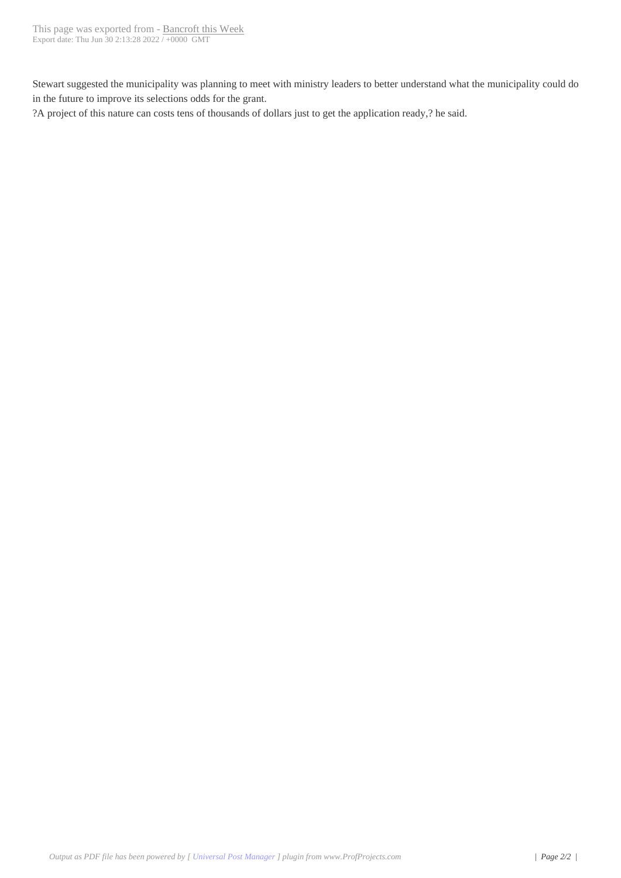Stewart suggested the municipality was planning to meet with ministry leaders to better understand what the municipality could do in the future to improve its selections odds for the grant.

?A project of this nature can costs tens of thousands of dollars just to get the application ready,? he said.